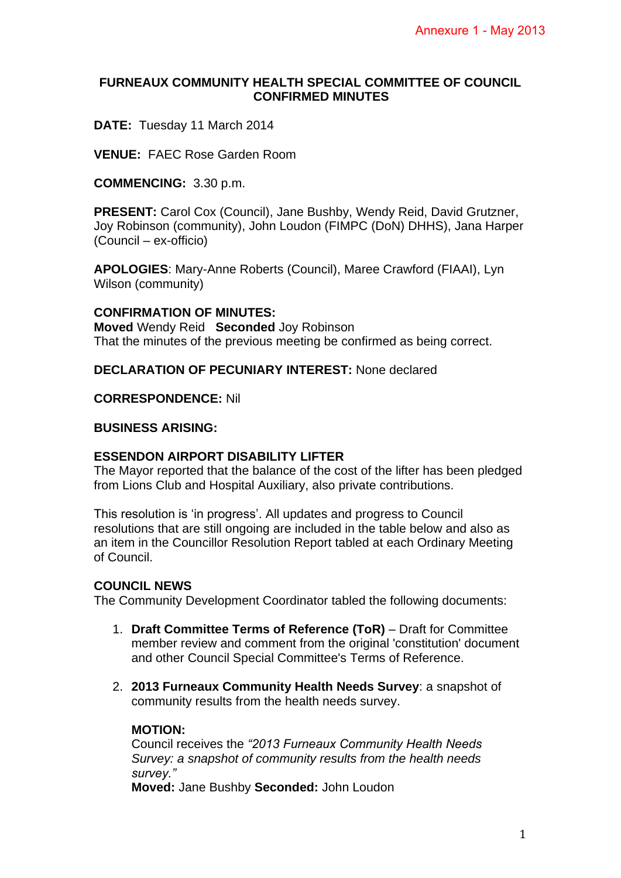Annexure 1 - May 2013

**FURNEAUX COMMUNITY HEALTH SPECIAL COMMITTEE OF COUNCIL CONFIRMED MINUTES**

**DATE:** Tuesday 11 March 2014

**VENUE:** FAEC Rose Garden Room

**COMMENCING:** 3.30 p.m.

**PRESENT:** Carol Cox (Council), Jane Bushby, Wendy Reid, David Grutzner, Joy Robinson (community), John Loudon (FIMPC (DoN) DHHS), Jana Harper (Council – ex-officio)

**APOLOGIES**: Mary-Anne Roberts (Council), Maree Crawford (FIAAI), Lyn Wilson (community)

**CONFIRMATION OF MINUTES:**
**Moved** Wendy Reid **Seconded** Joy Robinson
That the minutes of the previous meeting be confirmed as being correct.

**DECLARATION OF PECUNIARY INTEREST:** None declared

**CORRESPONDENCE:** Nil

**BUSINESS ARISING:**

**ESSENDON AIRPORT DISABILITY LIFTER**
The Mayor reported that the balance of the cost of the lifter has been pledged from Lions Club and Hospital Auxiliary, also private contributions.

This resolution is 'in progress'. All updates and progress to Council resolutions that are still ongoing are included in the table below and also as an item in the Councillor Resolution Report tabled at each Ordinary Meeting of Council.

**COUNCIL NEWS**
The Community Development Coordinator tabled the following documents:

1. **Draft Committee Terms of Reference (ToR)** – Draft for Committee member review and comment from the original 'constitution' document and other Council Special Committee's Terms of Reference.

2. **2013 Furneaux Community Health Needs Survey**: a snapshot of community results from the health needs survey.

   **MOTION:**
   Council receives the *"2013 Furneaux Community Health Needs Survey: a snapshot of community results from the health needs survey."*
   **Moved:** Jane Bushby **Seconded:** John Loudon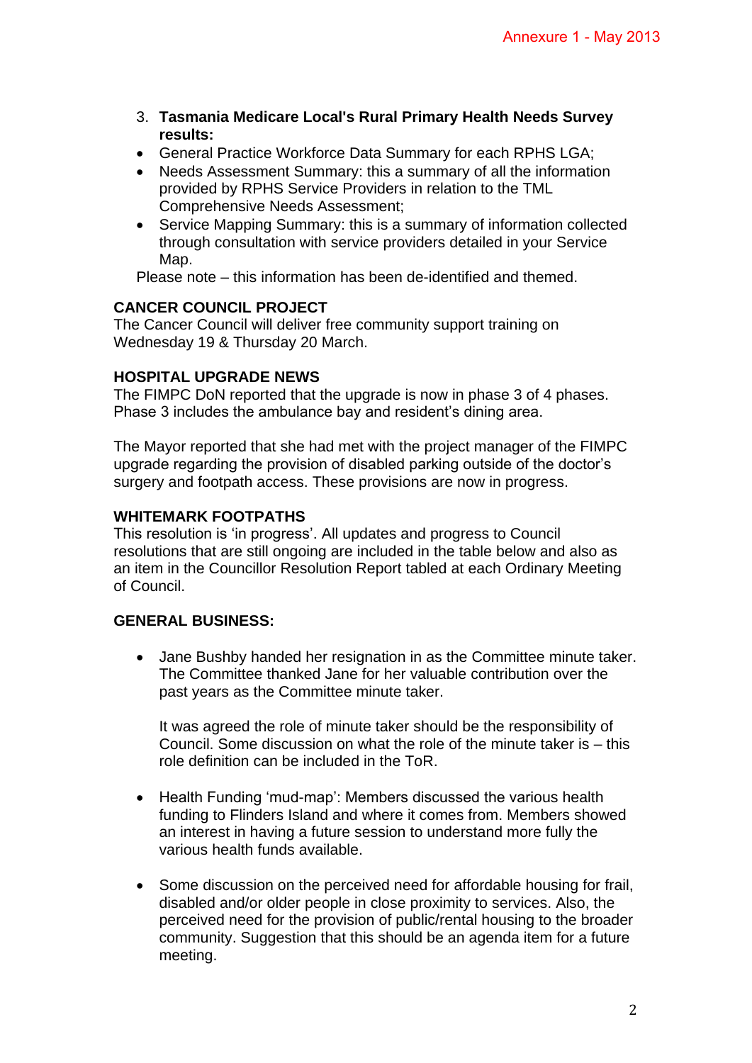3. **Tasmania Medicare Local's Rural Primary Health Needs Survey results:**

- General Practice Workforce Data Summary for each RPHS LGA;
- Needs Assessment Summary: this a summary of all the information provided by RPHS Service Providers in relation to the TML Comprehensive Needs Assessment;
- Service Mapping Summary: this is a summary of information collected through consultation with service providers detailed in your Service Map.

Please note – this information has been de-identified and themed.

**CANCER COUNCIL PROJECT**

The Cancer Council will deliver free community support training on Wednesday 19 & Thursday 20 March.

**HOSPITAL UPGRADE NEWS**

The FIMPC DoN reported that the upgrade is now in phase 3 of 4 phases. Phase 3 includes the ambulance bay and resident's dining area.

The Mayor reported that she had met with the project manager of the FIMPC upgrade regarding the provision of disabled parking outside of the doctor's surgery and footpath access. These provisions are now in progress.

**WHITEMARK FOOTPATHS**

This resolution is 'in progress'. All updates and progress to Council resolutions that are still ongoing are included in the table below and also as an item in the Councillor Resolution Report tabled at each Ordinary Meeting of Council.

**GENERAL BUSINESS:**

- Jane Bushby handed her resignation in as the Committee minute taker. The Committee thanked Jane for her valuable contribution over the past years as the Committee minute taker.

  It was agreed the role of minute taker should be the responsibility of Council. Some discussion on what the role of the minute taker is – this role definition can be included in the ToR.

- Health Funding 'mud-map': Members discussed the various health funding to Flinders Island and where it comes from. Members showed an interest in having a future session to understand more fully the various health funds available.

- Some discussion on the perceived need for affordable housing for frail, disabled and/or older people in close proximity to services. Also, the perceived need for the provision of public/rental housing to the broader community. Suggestion that this should be an agenda item for a future meeting.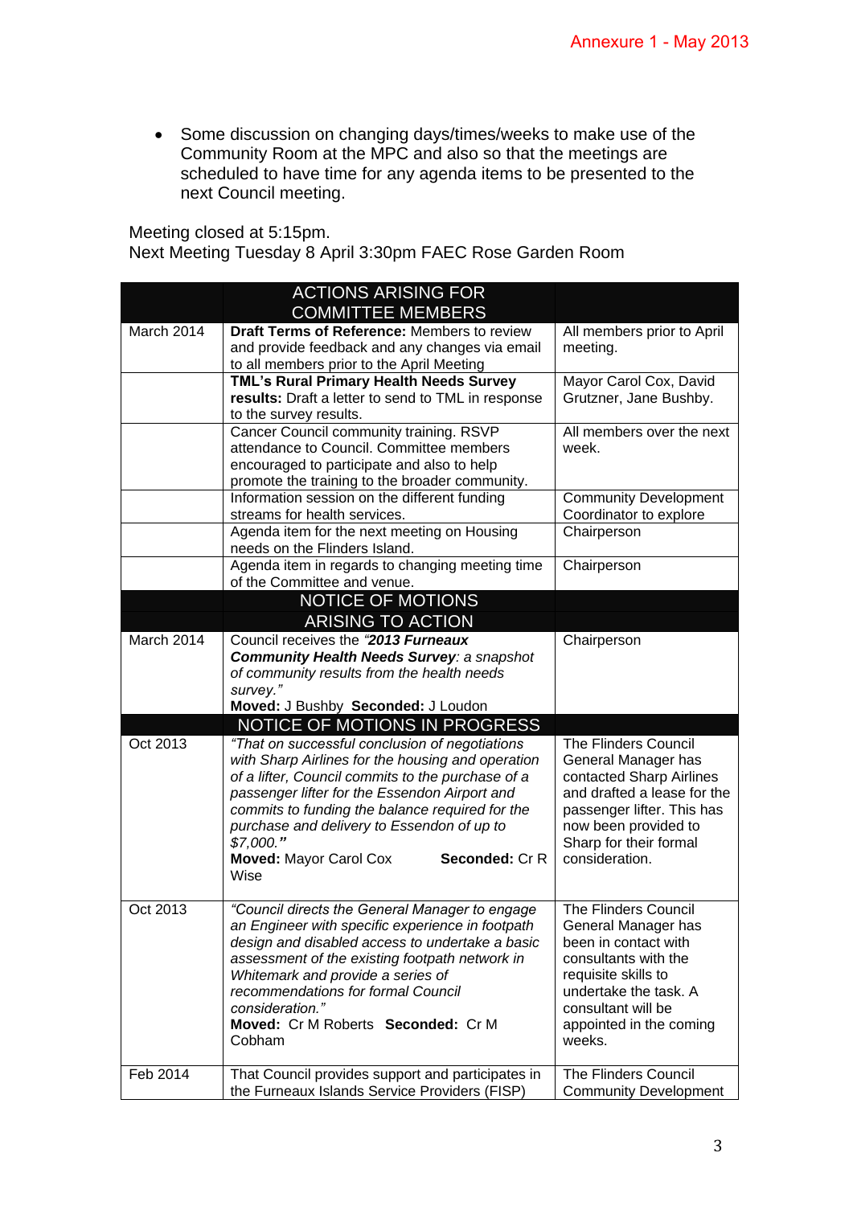Annexure 1 - May 2013

- Some discussion on changing days/times/weeks to make use of the Community Room at the MPC and also so that the meetings are scheduled to have time for any agenda items to be presented to the next Council meeting.

Meeting closed at 5:15pm.
Next Meeting Tuesday 8 April 3:30pm FAEC Rose Garden Room

| | ACTIONS ARISING FOR COMMITTEE MEMBERS | |
|---|---|---|
| March 2014 | **Draft Terms of Reference:** Members to review and provide feedback and any changes via email to all members prior to the April Meeting | All members prior to April meeting. |
| | **TML's Rural Primary Health Needs Survey results:** Draft a letter to send to TML in response to the survey results. | Mayor Carol Cox, David Grutzner, Jane Bushby. |
| | Cancer Council community training. RSVP attendance to Council. Committee members encouraged to participate and also to help promote the training to the broader community. | All members over the next week. |
| | Information session on the different funding streams for health services. | Community Development Coordinator to explore |
| | Agenda item for the next meeting on Housing needs on the Flinders Island. | Chairperson |
| | Agenda item in regards to changing meeting time of the Committee and venue. | Chairperson |
| | **NOTICE OF MOTIONS ARISING TO ACTION** | |
| March 2014 | Council receives the *"**2013 Furneaux Community Health Needs Survey**: a snapshot of community results from the health needs survey."* **Moved:** J Bushby **Seconded:** J Loudon | Chairperson |
| | **NOTICE OF MOTIONS IN PROGRESS** | |
| Oct 2013 | *"That on successful conclusion of negotiations with Sharp Airlines for the housing and operation of a lifter, Council commits to the purchase of a passenger lifter for the Essendon Airport and commits to funding the balance required for the purchase and delivery to Essendon of up to $7,000."* **Moved:** Mayor Carol Cox **Seconded:** Cr R Wise | The Flinders Council General Manager has contacted Sharp Airlines and drafted a lease for the passenger lifter. This has now been provided to Sharp for their formal consideration. |
| Oct 2013 | *"Council directs the General Manager to engage an Engineer with specific experience in footpath design and disabled access to undertake a basic assessment of the existing footpath network in Whitemark and provide a series of recommendations for formal Council consideration."* **Moved:** Cr M Roberts **Seconded:** Cr M Cobham | The Flinders Council General Manager has been in contact with consultants with the requisite skills to undertake the task. A consultant will be appointed in the coming weeks. |
| Feb 2014 | That Council provides support and participates in the Furneaux Islands Service Providers (FISP) | The Flinders Council Community Development |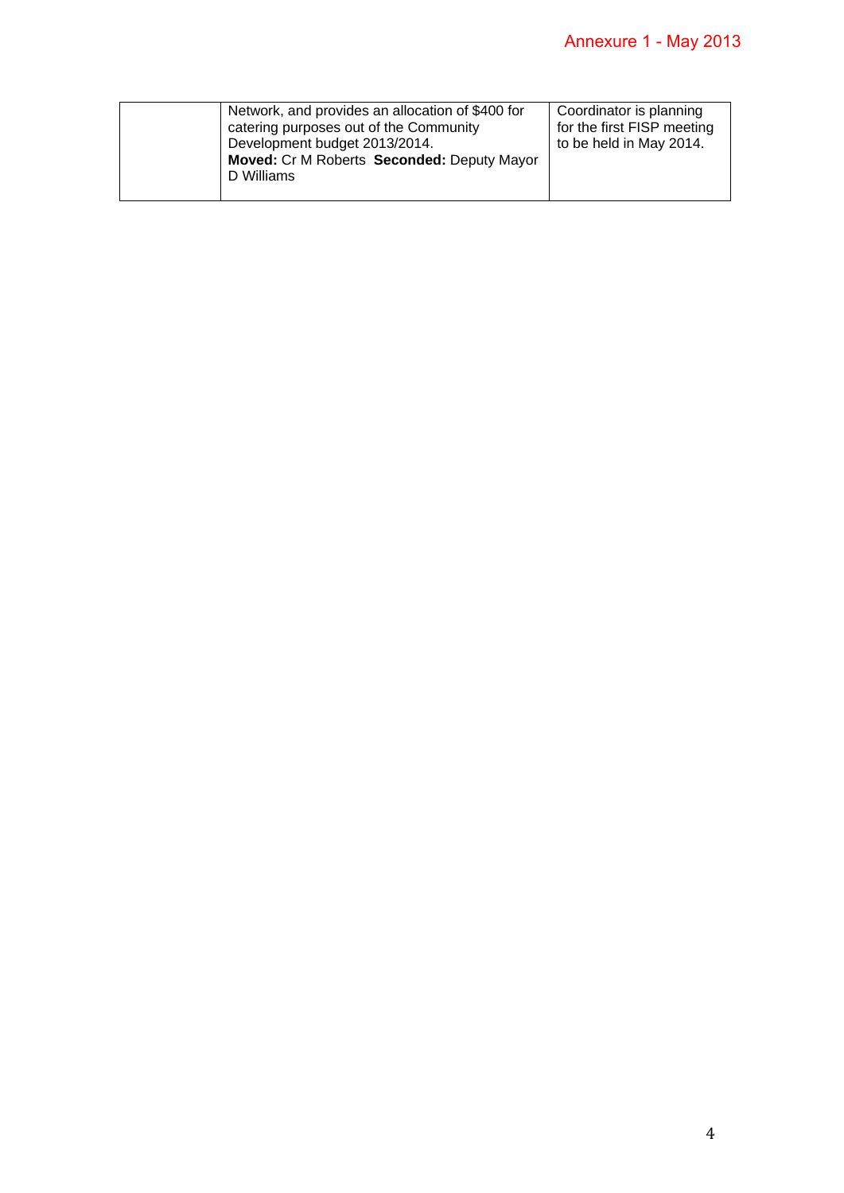| | | |
|---|---|---|
| | Network, and provides an allocation of $400 for catering purposes out of the Community Development budget 2013/2014.<br>**Moved:** Cr M Roberts **Seconded:** Deputy Mayor D Williams | Coordinator is planning for the first FISP meeting to be held in May 2014. |